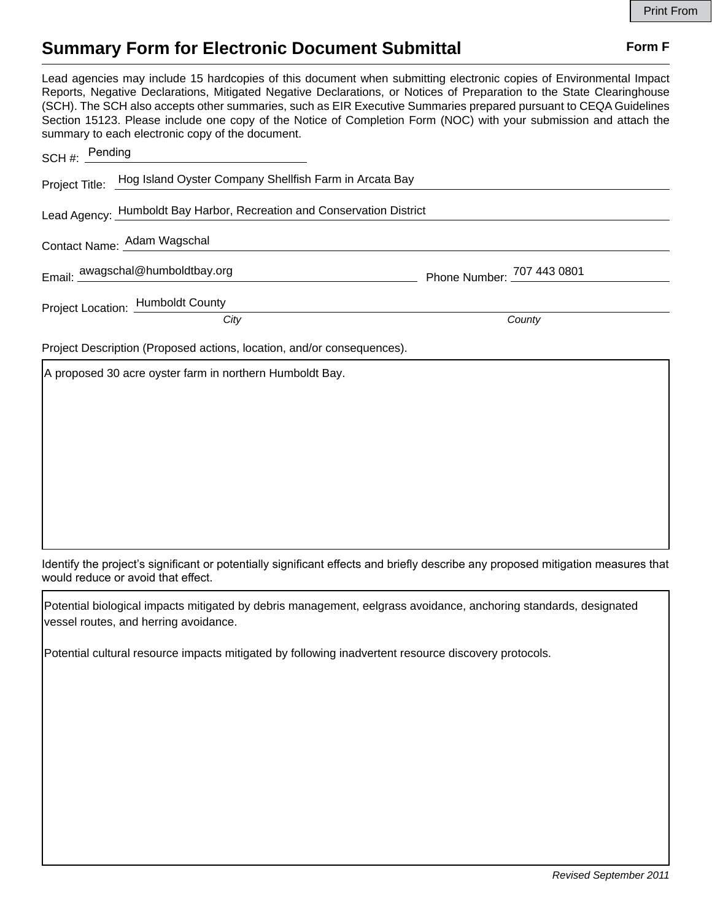Print From

# Summary Form for Electronic Document Submittal

**Form F**

Lead agencies may include 15 hardcopies of this document when submitting electronic copies of Environmental Impact Reports, Negative Declarations, Mitigated Negative Declarations, or Notices of Preparation to the State Clearinghouse (SCH). The SCH also accepts other summaries, such as EIR Executive Summaries prepared pursuant to CEQA Guidelines Section 15123. Please include one copy of the Notice of Completion Form (NOC) with your submission and attach the summary to each electronic copy of the document.

SCH #: Pending

Project Title: Hog Island Oyster Company Shellfish Farm in Arcata Bay

Lead Agency: Humboldt Bay Harbor, Recreation and Conservation District

Contact Name: Adam Wagschal

Email: awagschal@humboldtbay.org    Phone Number: 707 443 0801

Project Location: Humboldt County
*City*    *County*

Project Description (Proposed actions, location, and/or consequences).

A proposed 30 acre oyster farm in northern Humboldt Bay.

Identify the project's significant or potentially significant effects and briefly describe any proposed mitigation measures that would reduce or avoid that effect.

Potential biological impacts mitigated by debris management, eelgrass avoidance, anchoring standards, designated vessel routes, and herring avoidance.

Potential cultural resource impacts mitigated by following inadvertent resource discovery protocols.

*Revised September 2011*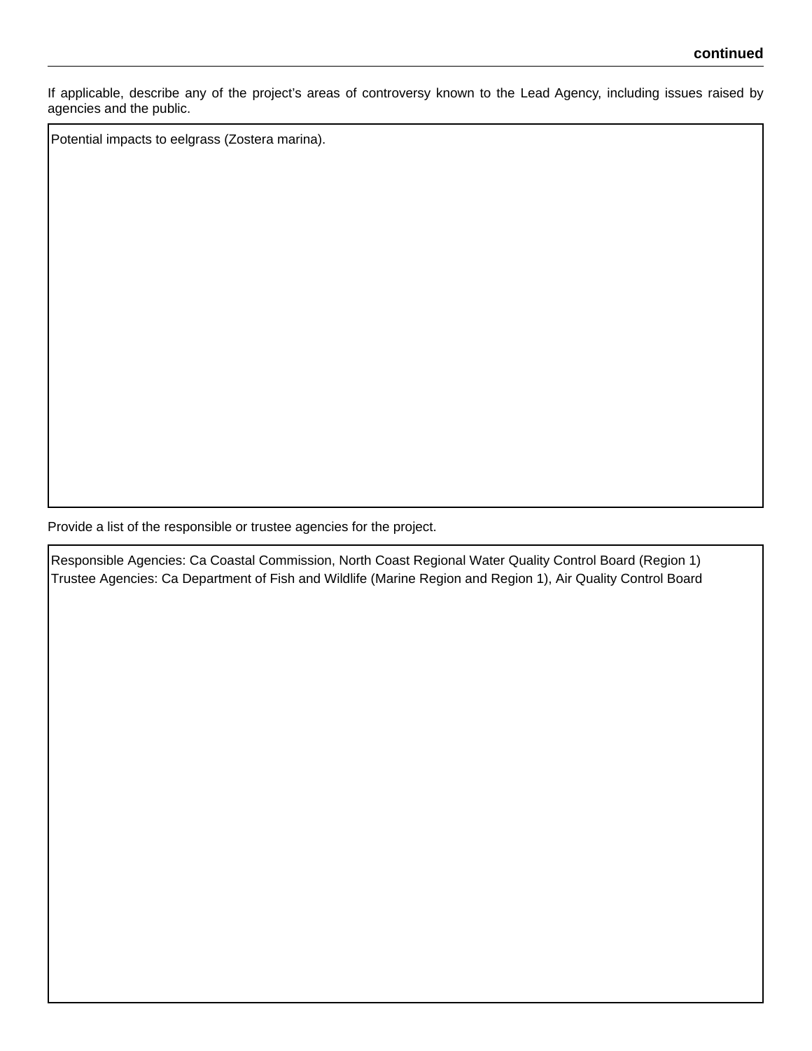**continued**

If applicable, describe any of the project's areas of controversy known to the Lead Agency, including issues raised by agencies and the public.

Potential impacts to eelgrass (Zostera marina).

Provide a list of the responsible or trustee agencies for the project.

Responsible Agencies: Ca Coastal Commission, North Coast Regional Water Quality Control Board (Region 1)
Trustee Agencies: Ca Department of Fish and Wildlife (Marine Region and Region 1), Air Quality Control Board